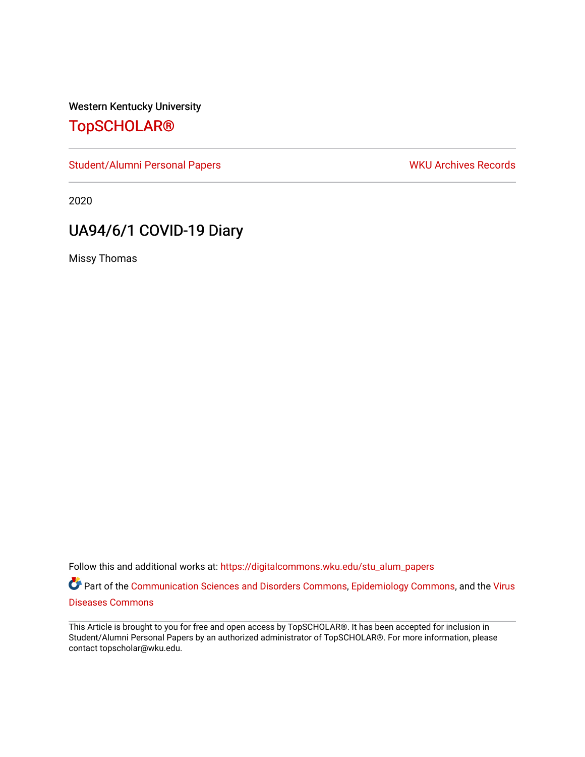Western Kentucky University

# TopSCHOLAR®

Student/Alumni Personal Papers

WKU Archives Records

2020

## UA94/6/1 COVID-19 Diary

Missy Thomas

Follow this and additional works at: https://digitalcommons.wku.edu/stu_alum_papers

Part of the Communication Sciences and Disorders Commons, Epidemiology Commons, and the Virus Diseases Commons

This Article is brought to you for free and open access by TopSCHOLAR®. It has been accepted for inclusion in Student/Alumni Personal Papers by an authorized administrator of TopSCHOLAR®. For more information, please contact topscholar@wku.edu.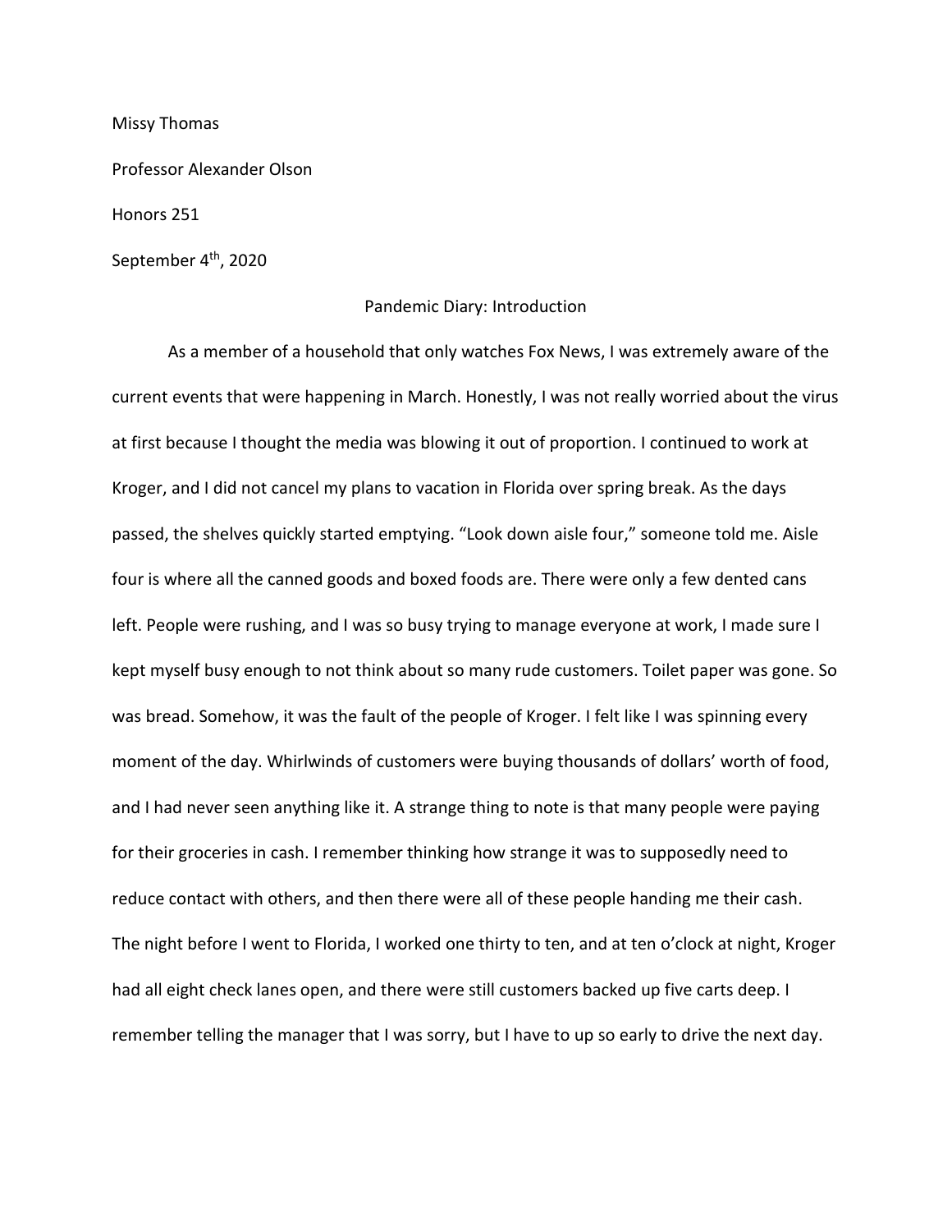Missy Thomas

Professor Alexander Olson

Honors 251

September 4th, 2020

## Pandemic Diary: Introduction

As a member of a household that only watches Fox News, I was extremely aware of the current events that were happening in March. Honestly, I was not really worried about the virus at first because I thought the media was blowing it out of proportion. I continued to work at Kroger, and I did not cancel my plans to vacation in Florida over spring break. As the days passed, the shelves quickly started emptying. "Look down aisle four," someone told me. Aisle four is where all the canned goods and boxed foods are. There were only a few dented cans left. People were rushing, and I was so busy trying to manage everyone at work, I made sure I kept myself busy enough to not think about so many rude customers. Toilet paper was gone. So was bread. Somehow, it was the fault of the people of Kroger. I felt like I was spinning every moment of the day. Whirlwinds of customers were buying thousands of dollars' worth of food, and I had never seen anything like it. A strange thing to note is that many people were paying for their groceries in cash. I remember thinking how strange it was to supposedly need to reduce contact with others, and then there were all of these people handing me their cash. The night before I went to Florida, I worked one thirty to ten, and at ten o'clock at night, Kroger had all eight check lanes open, and there were still customers backed up five carts deep. I remember telling the manager that I was sorry, but I have to up so early to drive the next day.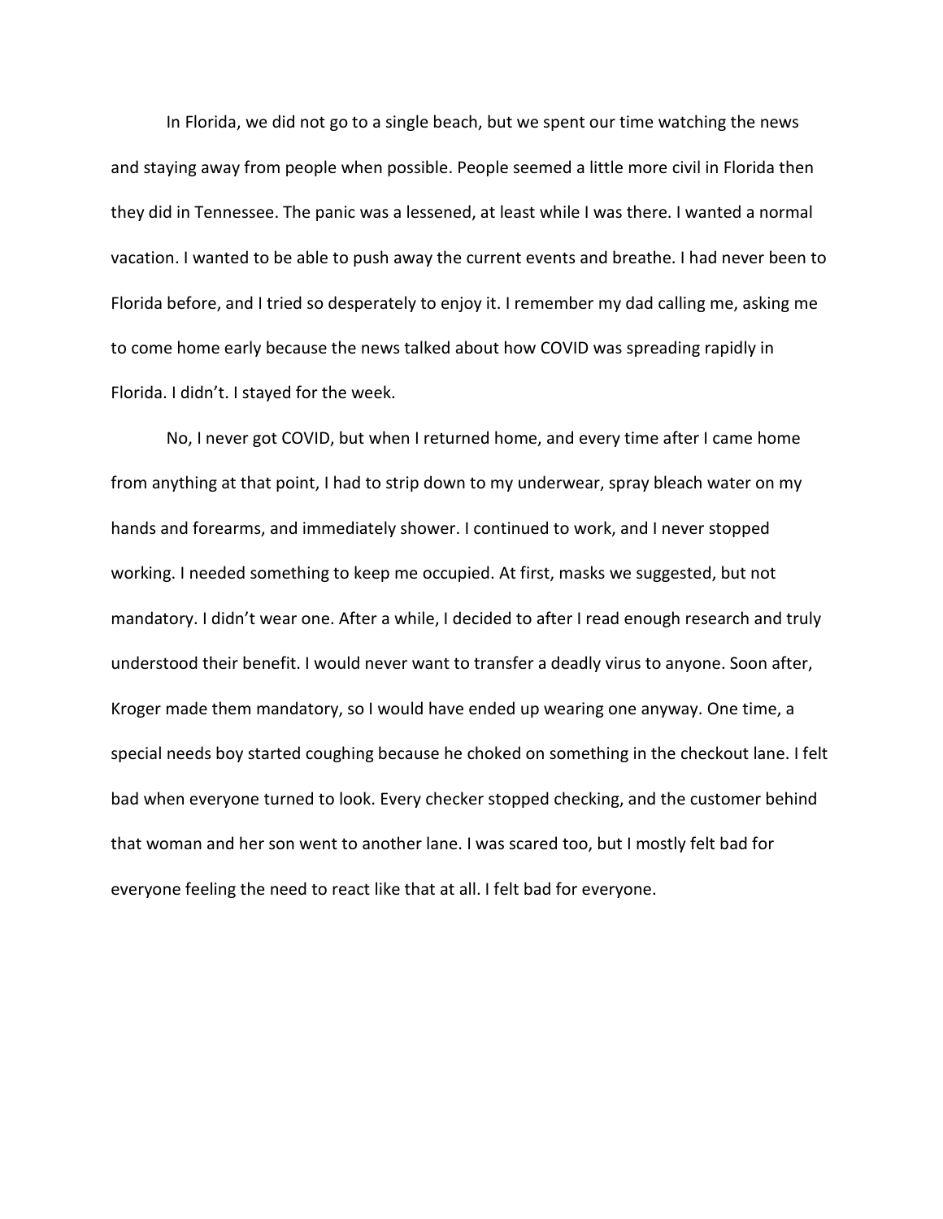In Florida, we did not go to a single beach, but we spent our time watching the news and staying away from people when possible. People seemed a little more civil in Florida then they did in Tennessee. The panic was a lessened, at least while I was there. I wanted a normal vacation. I wanted to be able to push away the current events and breathe. I had never been to Florida before, and I tried so desperately to enjoy it. I remember my dad calling me, asking me to come home early because the news talked about how COVID was spreading rapidly in Florida. I didn't. I stayed for the week.

No, I never got COVID, but when I returned home, and every time after I came home from anything at that point, I had to strip down to my underwear, spray bleach water on my hands and forearms, and immediately shower. I continued to work, and I never stopped working. I needed something to keep me occupied. At first, masks we suggested, but not mandatory. I didn't wear one. After a while, I decided to after I read enough research and truly understood their benefit. I would never want to transfer a deadly virus to anyone. Soon after, Kroger made them mandatory, so I would have ended up wearing one anyway. One time, a special needs boy started coughing because he choked on something in the checkout lane. I felt bad when everyone turned to look. Every checker stopped checking, and the customer behind that woman and her son went to another lane. I was scared too, but I mostly felt bad for everyone feeling the need to react like that at all. I felt bad for everyone.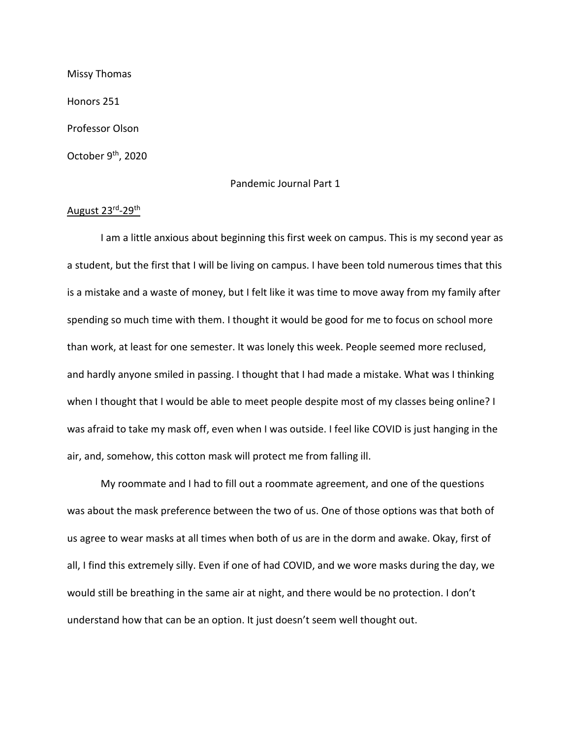Missy Thomas

Honors 251

Professor Olson

October 9th, 2020

Pandemic Journal Part 1

August 23rd-29th

I am a little anxious about beginning this first week on campus. This is my second year as a student, but the first that I will be living on campus. I have been told numerous times that this is a mistake and a waste of money, but I felt like it was time to move away from my family after spending so much time with them. I thought it would be good for me to focus on school more than work, at least for one semester. It was lonely this week. People seemed more reclused, and hardly anyone smiled in passing. I thought that I had made a mistake. What was I thinking when I thought that I would be able to meet people despite most of my classes being online? I was afraid to take my mask off, even when I was outside. I feel like COVID is just hanging in the air, and, somehow, this cotton mask will protect me from falling ill.

My roommate and I had to fill out a roommate agreement, and one of the questions was about the mask preference between the two of us. One of those options was that both of us agree to wear masks at all times when both of us are in the dorm and awake. Okay, first of all, I find this extremely silly. Even if one of had COVID, and we wore masks during the day, we would still be breathing in the same air at night, and there would be no protection. I don't understand how that can be an option. It just doesn't seem well thought out.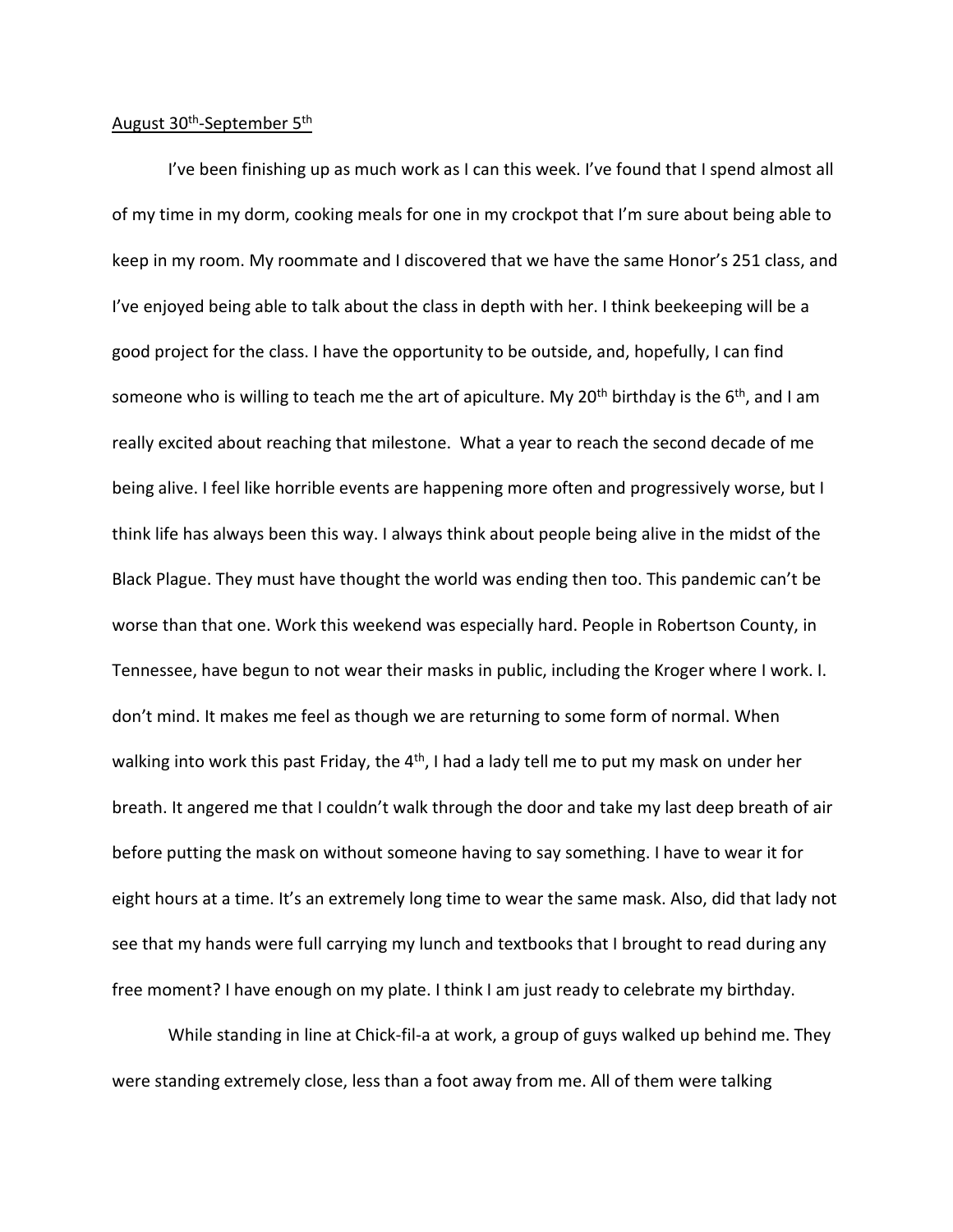August 30th-September 5th

I've been finishing up as much work as I can this week. I've found that I spend almost all of my time in my dorm, cooking meals for one in my crockpot that I'm sure about being able to keep in my room. My roommate and I discovered that we have the same Honor's 251 class, and I've enjoyed being able to talk about the class in depth with her. I think beekeeping will be a good project for the class. I have the opportunity to be outside, and, hopefully, I can find someone who is willing to teach me the art of apiculture. My 20th birthday is the 6th, and I am really excited about reaching that milestone. What a year to reach the second decade of me being alive. I feel like horrible events are happening more often and progressively worse, but I think life has always been this way. I always think about people being alive in the midst of the Black Plague. They must have thought the world was ending then too. This pandemic can't be worse than that one. Work this weekend was especially hard. People in Robertson County, in Tennessee, have begun to not wear their masks in public, including the Kroger where I work. I. don't mind. It makes me feel as though we are returning to some form of normal. When walking into work this past Friday, the 4th, I had a lady tell me to put my mask on under her breath. It angered me that I couldn't walk through the door and take my last deep breath of air before putting the mask on without someone having to say something. I have to wear it for eight hours at a time. It's an extremely long time to wear the same mask. Also, did that lady not see that my hands were full carrying my lunch and textbooks that I brought to read during any free moment? I have enough on my plate. I think I am just ready to celebrate my birthday.

While standing in line at Chick-fil-a at work, a group of guys walked up behind me. They were standing extremely close, less than a foot away from me. All of them were talking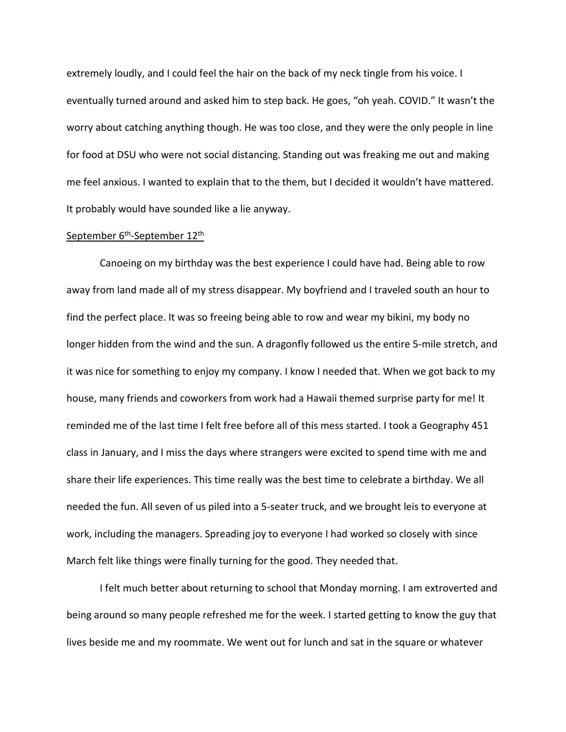extremely loudly, and I could feel the hair on the back of my neck tingle from his voice. I eventually turned around and asked him to step back. He goes, "oh yeah. COVID." It wasn't the worry about catching anything though. He was too close, and they were the only people in line for food at DSU who were not social distancing. Standing out was freaking me out and making me feel anxious. I wanted to explain that to the them, but I decided it wouldn't have mattered. It probably would have sounded like a lie anyway.

<u>September 6th-September 12th</u>

Canoeing on my birthday was the best experience I could have had. Being able to row away from land made all of my stress disappear. My boyfriend and I traveled south an hour to find the perfect place. It was so freeing being able to row and wear my bikini, my body no longer hidden from the wind and the sun. A dragonfly followed us the entire 5-mile stretch, and it was nice for something to enjoy my company. I know I needed that. When we got back to my house, many friends and coworkers from work had a Hawaii themed surprise party for me! It reminded me of the last time I felt free before all of this mess started. I took a Geography 451 class in January, and I miss the days where strangers were excited to spend time with me and share their life experiences. This time really was the best time to celebrate a birthday. We all needed the fun. All seven of us piled into a 5-seater truck, and we brought leis to everyone at work, including the managers. Spreading joy to everyone I had worked so closely with since March felt like things were finally turning for the good. They needed that.

I felt much better about returning to school that Monday morning. I am extroverted and being around so many people refreshed me for the week. I started getting to know the guy that lives beside me and my roommate. We went out for lunch and sat in the square or whatever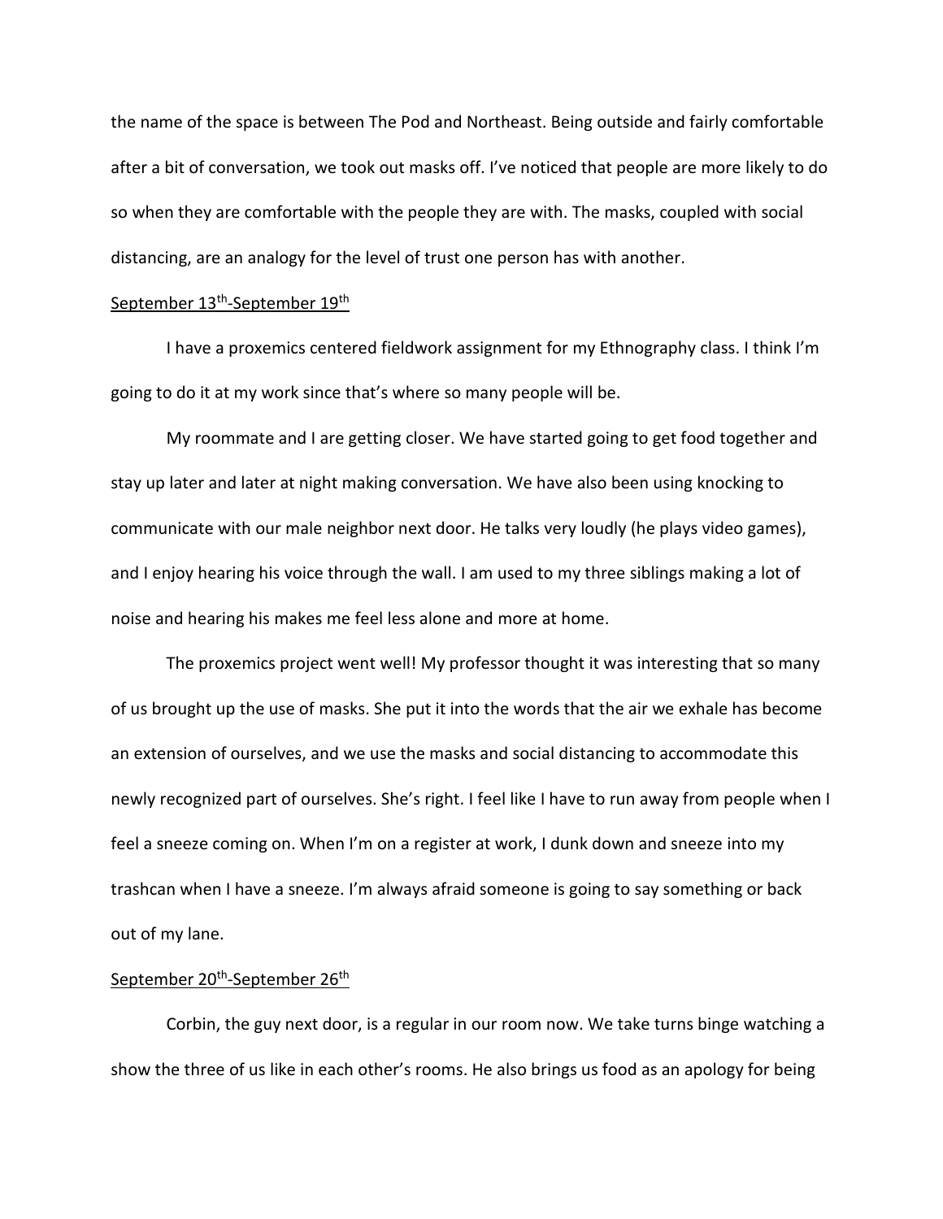the name of the space is between The Pod and Northeast. Being outside and fairly comfortable after a bit of conversation, we took out masks off. I've noticed that people are more likely to do so when they are comfortable with the people they are with. The masks, coupled with social distancing, are an analogy for the level of trust one person has with another.

<u>September 13th-September 19th</u>

I have a proxemics centered fieldwork assignment for my Ethnography class. I think I'm going to do it at my work since that's where so many people will be.

My roommate and I are getting closer. We have started going to get food together and stay up later and later at night making conversation. We have also been using knocking to communicate with our male neighbor next door. He talks very loudly (he plays video games), and I enjoy hearing his voice through the wall. I am used to my three siblings making a lot of noise and hearing his makes me feel less alone and more at home.

The proxemics project went well! My professor thought it was interesting that so many of us brought up the use of masks. She put it into the words that the air we exhale has become an extension of ourselves, and we use the masks and social distancing to accommodate this newly recognized part of ourselves. She's right. I feel like I have to run away from people when I feel a sneeze coming on. When I'm on a register at work, I dunk down and sneeze into my trashcan when I have a sneeze. I'm always afraid someone is going to say something or back out of my lane.

<u>September 20th-September 26th</u>

Corbin, the guy next door, is a regular in our room now. We take turns binge watching a show the three of us like in each other's rooms. He also brings us food as an apology for being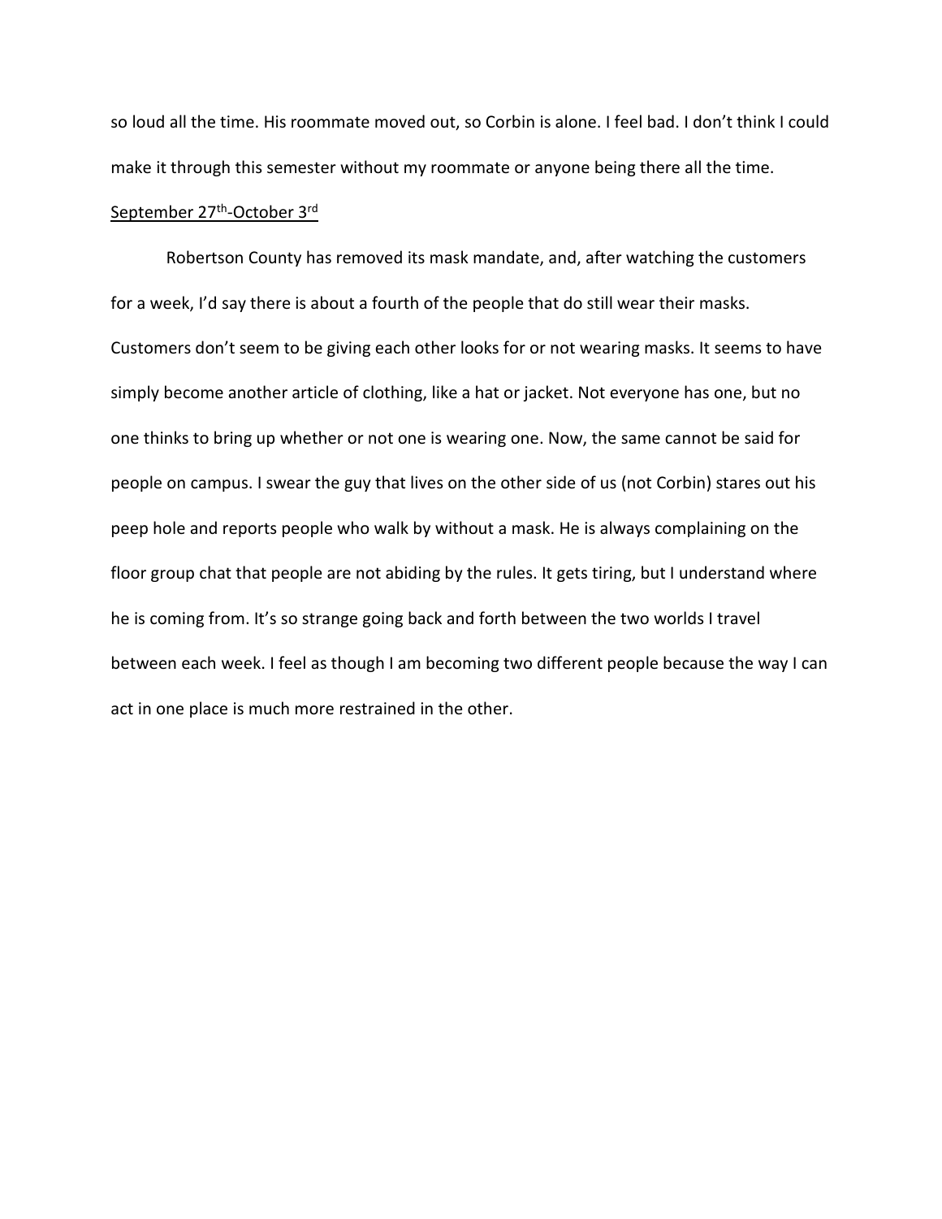so loud all the time. His roommate moved out, so Corbin is alone. I feel bad. I don't think I could make it through this semester without my roommate or anyone being there all the time.

<u>September 27th-October 3rd</u>

Robertson County has removed its mask mandate, and, after watching the customers for a week, I'd say there is about a fourth of the people that do still wear their masks. Customers don't seem to be giving each other looks for or not wearing masks. It seems to have simply become another article of clothing, like a hat or jacket. Not everyone has one, but no one thinks to bring up whether or not one is wearing one. Now, the same cannot be said for people on campus. I swear the guy that lives on the other side of us (not Corbin) stares out his peep hole and reports people who walk by without a mask. He is always complaining on the floor group chat that people are not abiding by the rules. It gets tiring, but I understand where he is coming from. It's so strange going back and forth between the two worlds I travel between each week. I feel as though I am becoming two different people because the way I can act in one place is much more restrained in the other.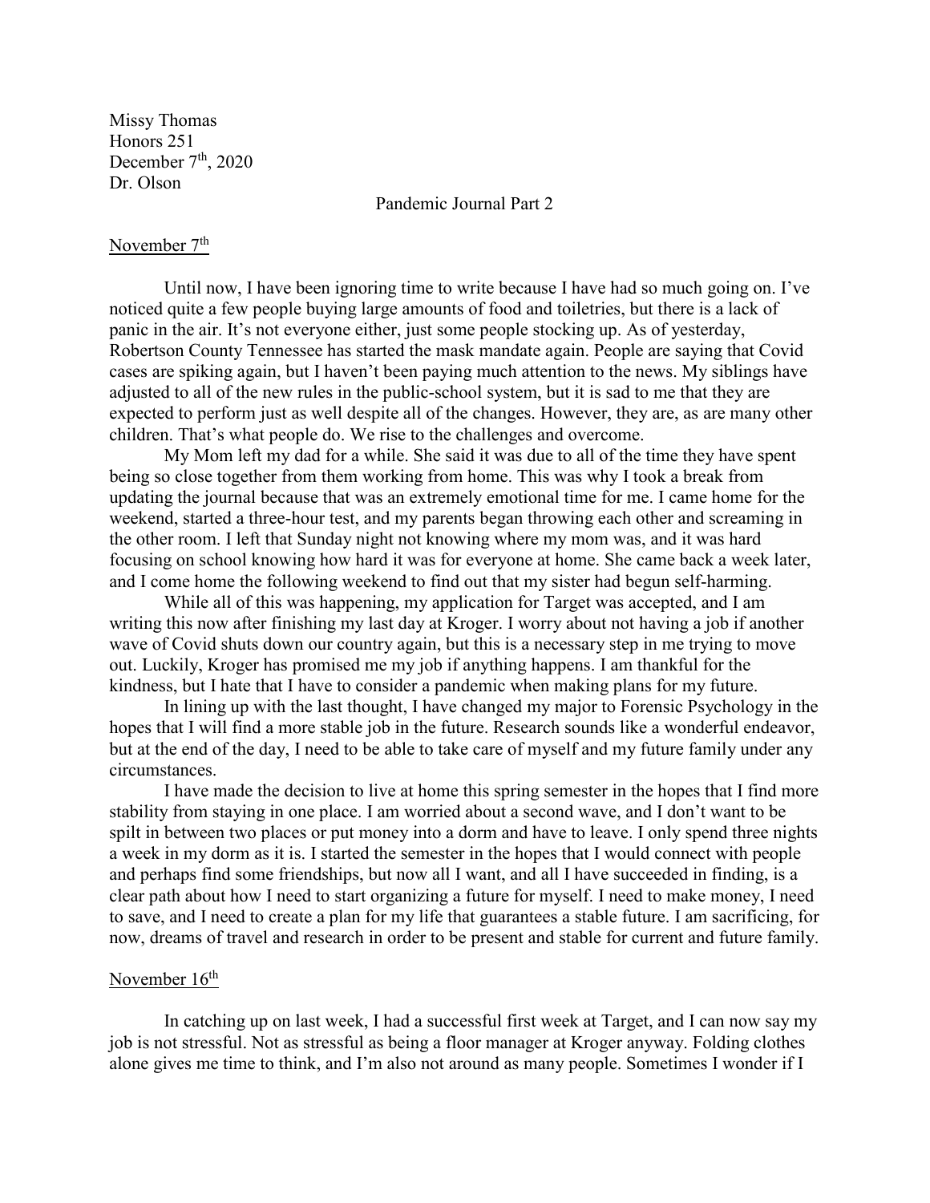Missy Thomas
Honors 251
December 7th, 2020
Dr. Olson

Pandemic Journal Part 2

<u>November 7th</u>

Until now, I have been ignoring time to write because I have had so much going on. I've noticed quite a few people buying large amounts of food and toiletries, but there is a lack of panic in the air. It's not everyone either, just some people stocking up. As of yesterday, Robertson County Tennessee has started the mask mandate again. People are saying that Covid cases are spiking again, but I haven't been paying much attention to the news. My siblings have adjusted to all of the new rules in the public-school system, but it is sad to me that they are expected to perform just as well despite all of the changes. However, they are, as are many other children. That's what people do. We rise to the challenges and overcome.

My Mom left my dad for a while. She said it was due to all of the time they have spent being so close together from them working from home. This was why I took a break from updating the journal because that was an extremely emotional time for me. I came home for the weekend, started a three-hour test, and my parents began throwing each other and screaming in the other room. I left that Sunday night not knowing where my mom was, and it was hard focusing on school knowing how hard it was for everyone at home. She came back a week later, and I come home the following weekend to find out that my sister had begun self-harming.

While all of this was happening, my application for Target was accepted, and I am writing this now after finishing my last day at Kroger. I worry about not having a job if another wave of Covid shuts down our country again, but this is a necessary step in me trying to move out. Luckily, Kroger has promised me my job if anything happens. I am thankful for the kindness, but I hate that I have to consider a pandemic when making plans for my future.

In lining up with the last thought, I have changed my major to Forensic Psychology in the hopes that I will find a more stable job in the future. Research sounds like a wonderful endeavor, but at the end of the day, I need to be able to take care of myself and my future family under any circumstances.

I have made the decision to live at home this spring semester in the hopes that I find more stability from staying in one place. I am worried about a second wave, and I don't want to be spilt in between two places or put money into a dorm and have to leave. I only spend three nights a week in my dorm as it is. I started the semester in the hopes that I would connect with people and perhaps find some friendships, but now all I want, and all I have succeeded in finding, is a clear path about how I need to start organizing a future for myself. I need to make money, I need to save, and I need to create a plan for my life that guarantees a stable future. I am sacrificing, for now, dreams of travel and research in order to be present and stable for current and future family.

<u>November 16th</u>

In catching up on last week, I had a successful first week at Target, and I can now say my job is not stressful. Not as stressful as being a floor manager at Kroger anyway. Folding clothes alone gives me time to think, and I'm also not around as many people. Sometimes I wonder if I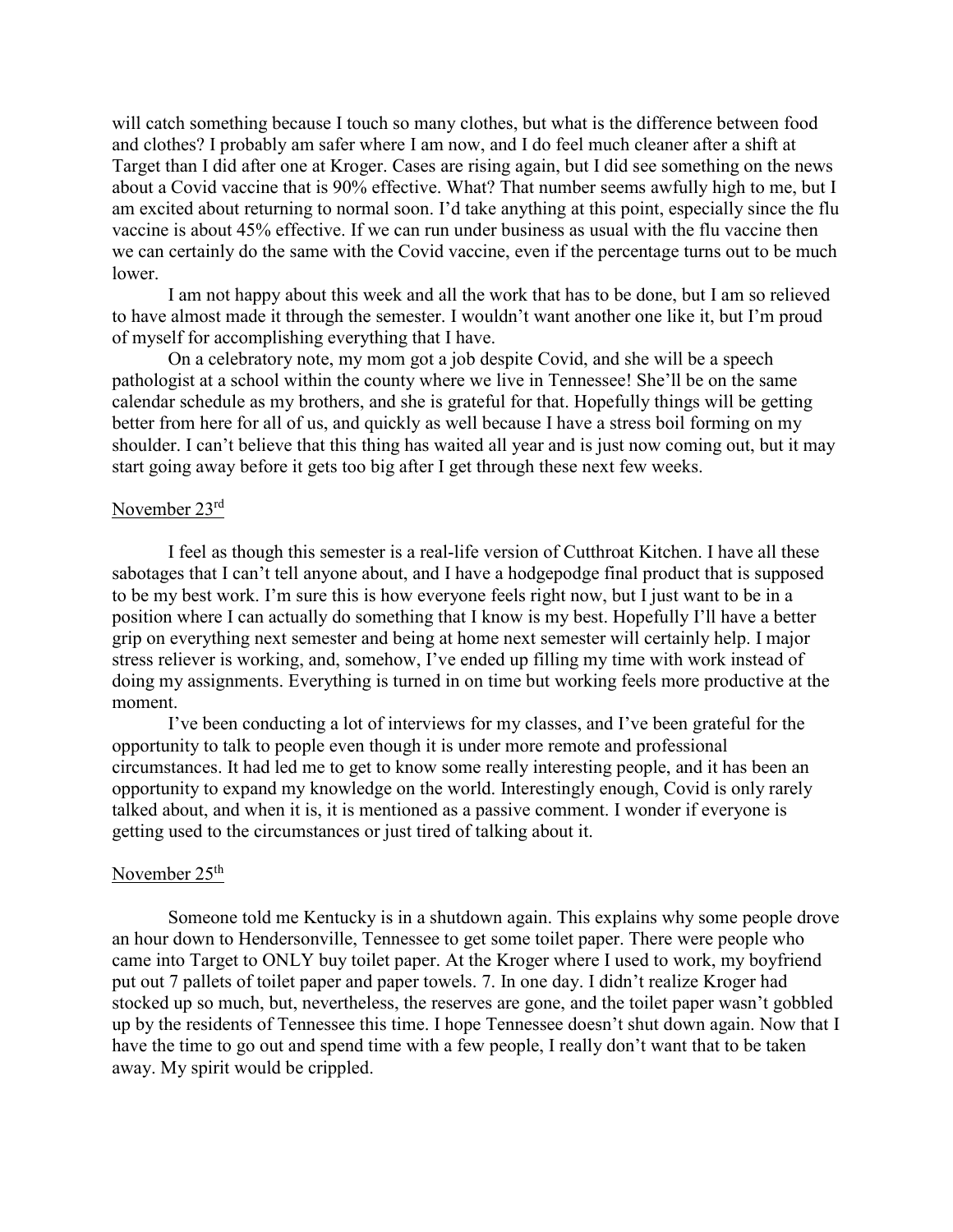will catch something because I touch so many clothes, but what is the difference between food and clothes? I probably am safer where I am now, and I do feel much cleaner after a shift at Target than I did after one at Kroger. Cases are rising again, but I did see something on the news about a Covid vaccine that is 90% effective. What? That number seems awfully high to me, but I am excited about returning to normal soon. I'd take anything at this point, especially since the flu vaccine is about 45% effective. If we can run under business as usual with the flu vaccine then we can certainly do the same with the Covid vaccine, even if the percentage turns out to be much lower.

I am not happy about this week and all the work that has to be done, but I am so relieved to have almost made it through the semester. I wouldn't want another one like it, but I'm proud of myself for accomplishing everything that I have.

On a celebratory note, my mom got a job despite Covid, and she will be a speech pathologist at a school within the county where we live in Tennessee! She'll be on the same calendar schedule as my brothers, and she is grateful for that. Hopefully things will be getting better from here for all of us, and quickly as well because I have a stress boil forming on my shoulder. I can't believe that this thing has waited all year and is just now coming out, but it may start going away before it gets too big after I get through these next few weeks.

<u>November 23rd</u>

I feel as though this semester is a real-life version of Cutthroat Kitchen. I have all these sabotages that I can't tell anyone about, and I have a hodgepodge final product that is supposed to be my best work. I'm sure this is how everyone feels right now, but I just want to be in a position where I can actually do something that I know is my best. Hopefully I'll have a better grip on everything next semester and being at home next semester will certainly help. I major stress reliever is working, and, somehow, I've ended up filling my time with work instead of doing my assignments. Everything is turned in on time but working feels more productive at the moment.

I've been conducting a lot of interviews for my classes, and I've been grateful for the opportunity to talk to people even though it is under more remote and professional circumstances. It had led me to get to know some really interesting people, and it has been an opportunity to expand my knowledge on the world. Interestingly enough, Covid is only rarely talked about, and when it is, it is mentioned as a passive comment. I wonder if everyone is getting used to the circumstances or just tired of talking about it.

<u>November 25th</u>

Someone told me Kentucky is in a shutdown again. This explains why some people drove an hour down to Hendersonville, Tennessee to get some toilet paper. There were people who came into Target to ONLY buy toilet paper. At the Kroger where I used to work, my boyfriend put out 7 pallets of toilet paper and paper towels. 7. In one day. I didn't realize Kroger had stocked up so much, but, nevertheless, the reserves are gone, and the toilet paper wasn't gobbled up by the residents of Tennessee this time. I hope Tennessee doesn't shut down again. Now that I have the time to go out and spend time with a few people, I really don't want that to be taken away. My spirit would be crippled.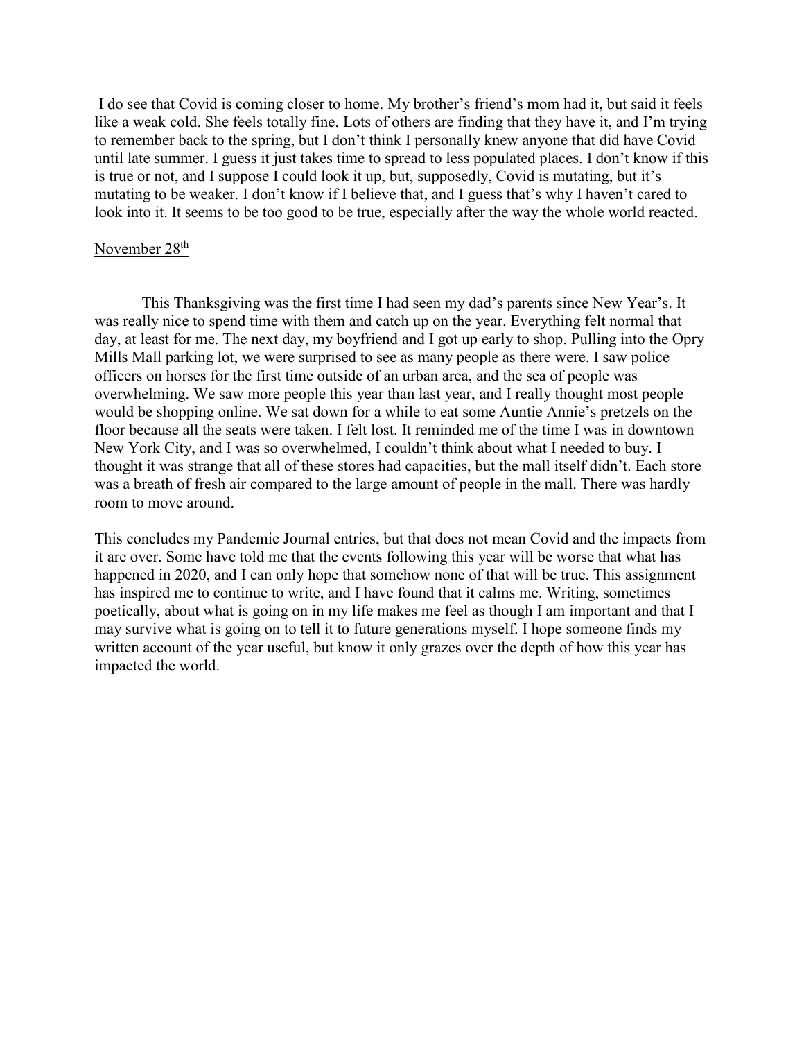I do see that Covid is coming closer to home. My brother's friend's mom had it, but said it feels like a weak cold. She feels totally fine. Lots of others are finding that they have it, and I'm trying to remember back to the spring, but I don't think I personally knew anyone that did have Covid until late summer. I guess it just takes time to spread to less populated places. I don't know if this is true or not, and I suppose I could look it up, but, supposedly, Covid is mutating, but it's mutating to be weaker. I don't know if I believe that, and I guess that's why I haven't cared to look into it. It seems to be too good to be true, especially after the way the whole world reacted.

<u>November 28th</u>

This Thanksgiving was the first time I had seen my dad's parents since New Year's. It was really nice to spend time with them and catch up on the year. Everything felt normal that day, at least for me. The next day, my boyfriend and I got up early to shop. Pulling into the Opry Mills Mall parking lot, we were surprised to see as many people as there were. I saw police officers on horses for the first time outside of an urban area, and the sea of people was overwhelming. We saw more people this year than last year, and I really thought most people would be shopping online. We sat down for a while to eat some Auntie Annie's pretzels on the floor because all the seats were taken. I felt lost. It reminded me of the time I was in downtown New York City, and I was so overwhelmed, I couldn't think about what I needed to buy. I thought it was strange that all of these stores had capacities, but the mall itself didn't. Each store was a breath of fresh air compared to the large amount of people in the mall. There was hardly room to move around.

This concludes my Pandemic Journal entries, but that does not mean Covid and the impacts from it are over. Some have told me that the events following this year will be worse that what has happened in 2020, and I can only hope that somehow none of that will be true. This assignment has inspired me to continue to write, and I have found that it calms me. Writing, sometimes poetically, about what is going on in my life makes me feel as though I am important and that I may survive what is going on to tell it to future generations myself. I hope someone finds my written account of the year useful, but know it only grazes over the depth of how this year has impacted the world.